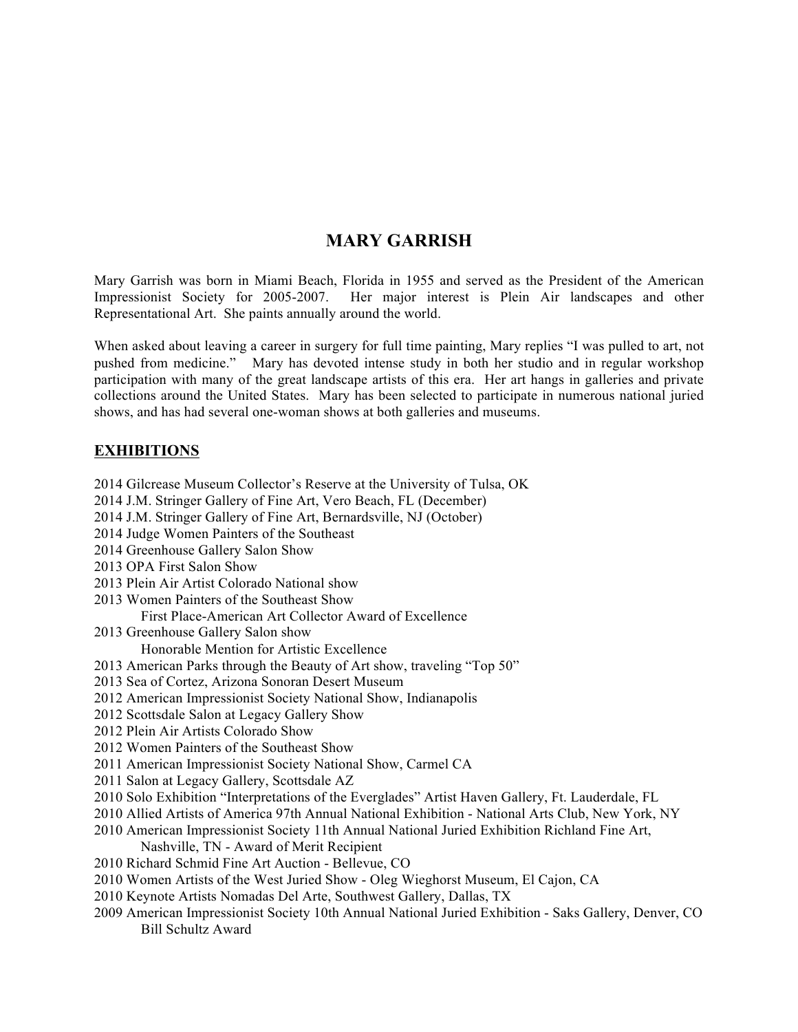# MARY GARRISH

Mary Garrish was born in Miami Beach, Florida in 1955 and served as the President of the American Impressionist Society for 2005-2007. Her major interest is Plein Air landscapes and other Representational Art. She paints annually around the world.

When asked about leaving a career in surgery for full time painting, Mary replies "I was pulled to art, not pushed from medicine." Mary has devoted intense study in both her studio and in regular workshop participation with many of the great landscape artists of this era. Her art hangs in galleries and private collections around the United States. Mary has been selected to participate in numerous national juried shows, and has had several one-woman shows at both galleries and museums.

## EXHIBITIONS

2014 Gilcrease Museum Collector's Reserve at the University of Tulsa, OK
2014 J.M. Stringer Gallery of Fine Art, Vero Beach, FL (December)
2014 J.M. Stringer Gallery of Fine Art, Bernardsville, NJ (October)
2014 Judge Women Painters of the Southeast
2014 Greenhouse Gallery Salon Show
2013 OPA First Salon Show
2013 Plein Air Artist Colorado National show
2013 Women Painters of the Southeast Show
    First Place-American Art Collector Award of Excellence
2013 Greenhouse Gallery Salon show
    Honorable Mention for Artistic Excellence
2013 American Parks through the Beauty of Art show, traveling "Top 50"
2013 Sea of Cortez, Arizona Sonoran Desert Museum
2012 American Impressionist Society National Show, Indianapolis
2012 Scottsdale Salon at Legacy Gallery Show
2012 Plein Air Artists Colorado Show
2012 Women Painters of the Southeast Show
2011 American Impressionist Society National Show, Carmel CA
2011 Salon at Legacy Gallery, Scottsdale AZ
2010 Solo Exhibition "Interpretations of the Everglades" Artist Haven Gallery, Ft. Lauderdale, FL
2010 Allied Artists of America 97th Annual National Exhibition - National Arts Club, New York, NY
2010 American Impressionist Society 11th Annual National Juried Exhibition Richland Fine Art, Nashville, TN - Award of Merit Recipient
2010 Richard Schmid Fine Art Auction - Bellevue, CO
2010 Women Artists of the West Juried Show - Oleg Wieghorst Museum, El Cajon, CA
2010 Keynote Artists Nomadas Del Arte, Southwest Gallery, Dallas, TX
2009 American Impressionist Society 10th Annual National Juried Exhibition - Saks Gallery, Denver, CO
    Bill Schultz Award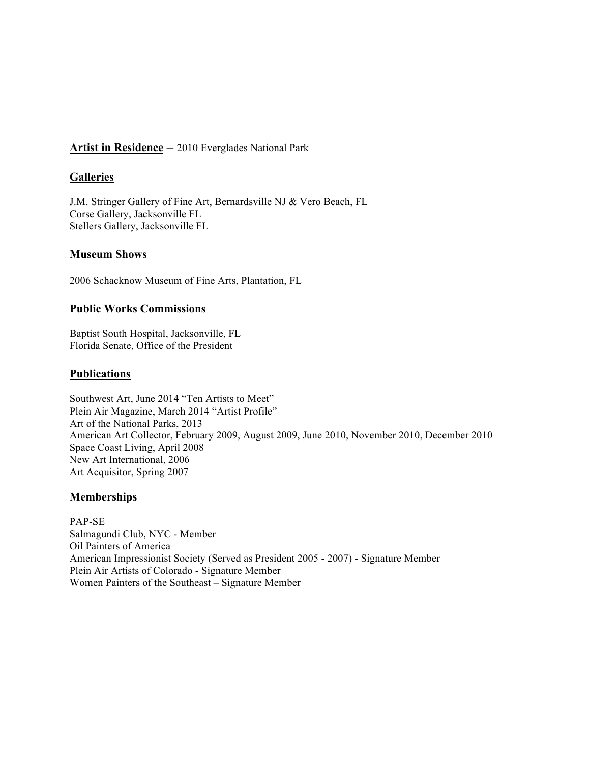**Artist in Residence** – 2010 Everglades National Park

## Galleries

J.M. Stringer Gallery of Fine Art, Bernardsville NJ & Vero Beach, FL
Corse Gallery, Jacksonville FL
Stellers Gallery, Jacksonville FL

## Museum Shows

2006 Schacknow Museum of Fine Arts, Plantation, FL

## Public Works Commissions

Baptist South Hospital, Jacksonville, FL
Florida Senate, Office of the President

## Publications

Southwest Art, June 2014 "Ten Artists to Meet"
Plein Air Magazine, March 2014 "Artist Profile"
Art of the National Parks, 2013
American Art Collector, February 2009, August 2009, June 2010, November 2010, December 2010
Space Coast Living, April 2008
New Art International, 2006
Art Acquisitor, Spring 2007

## Memberships

PAP-SE
Salmagundi Club, NYC - Member
Oil Painters of America
American Impressionist Society (Served as President 2005 - 2007) - Signature Member
Plein Air Artists of Colorado - Signature Member
Women Painters of the Southeast – Signature Member